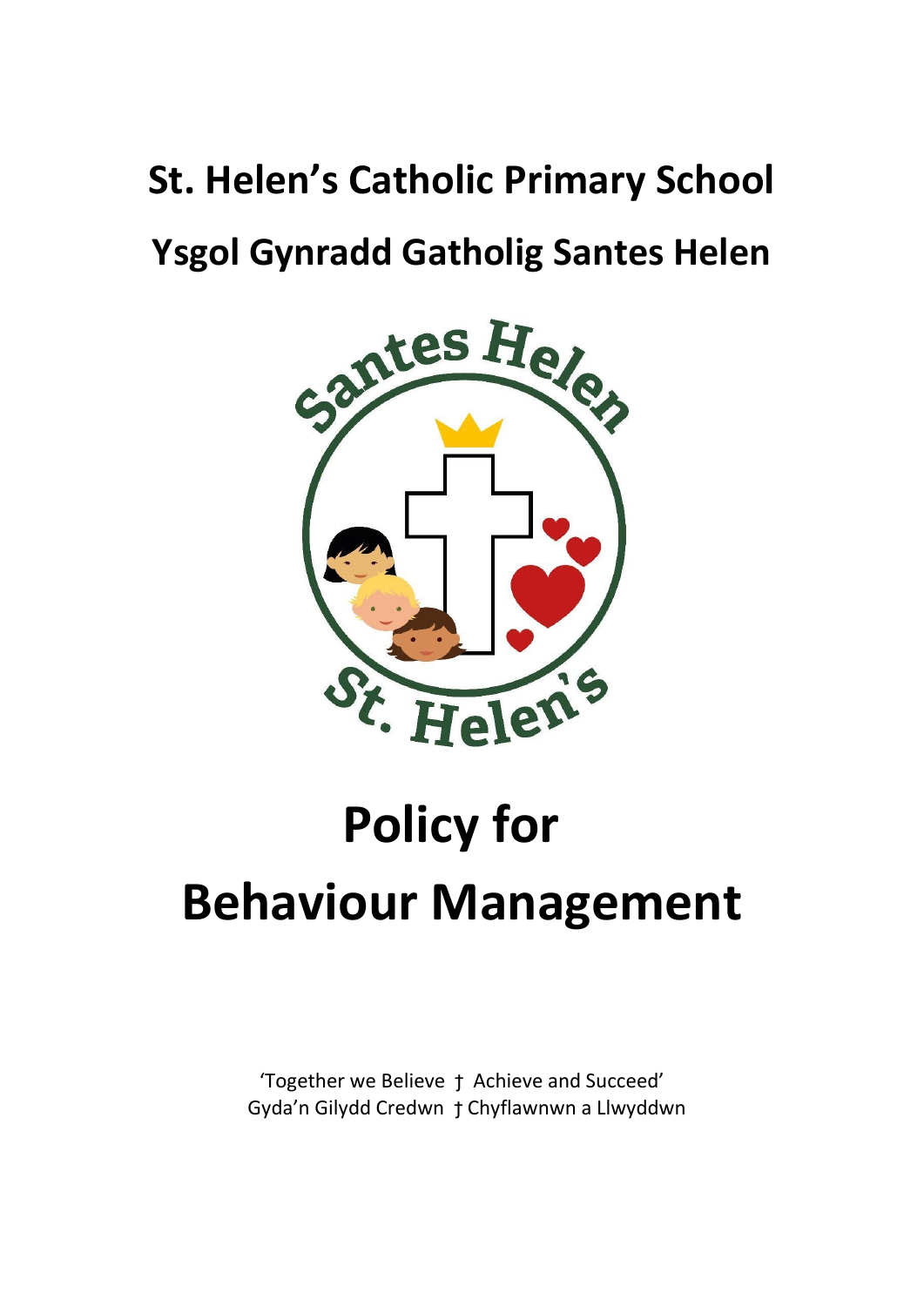# St. Helen's Catholic Primary School

# Ysgol Gynradd Gatholig Santes Helen

# Policy for Behaviour Management

'Together we Believe † Achieve and Succeed'

Gyda'n Gilydd Credwn † Chyflawnwn a Llwyddwn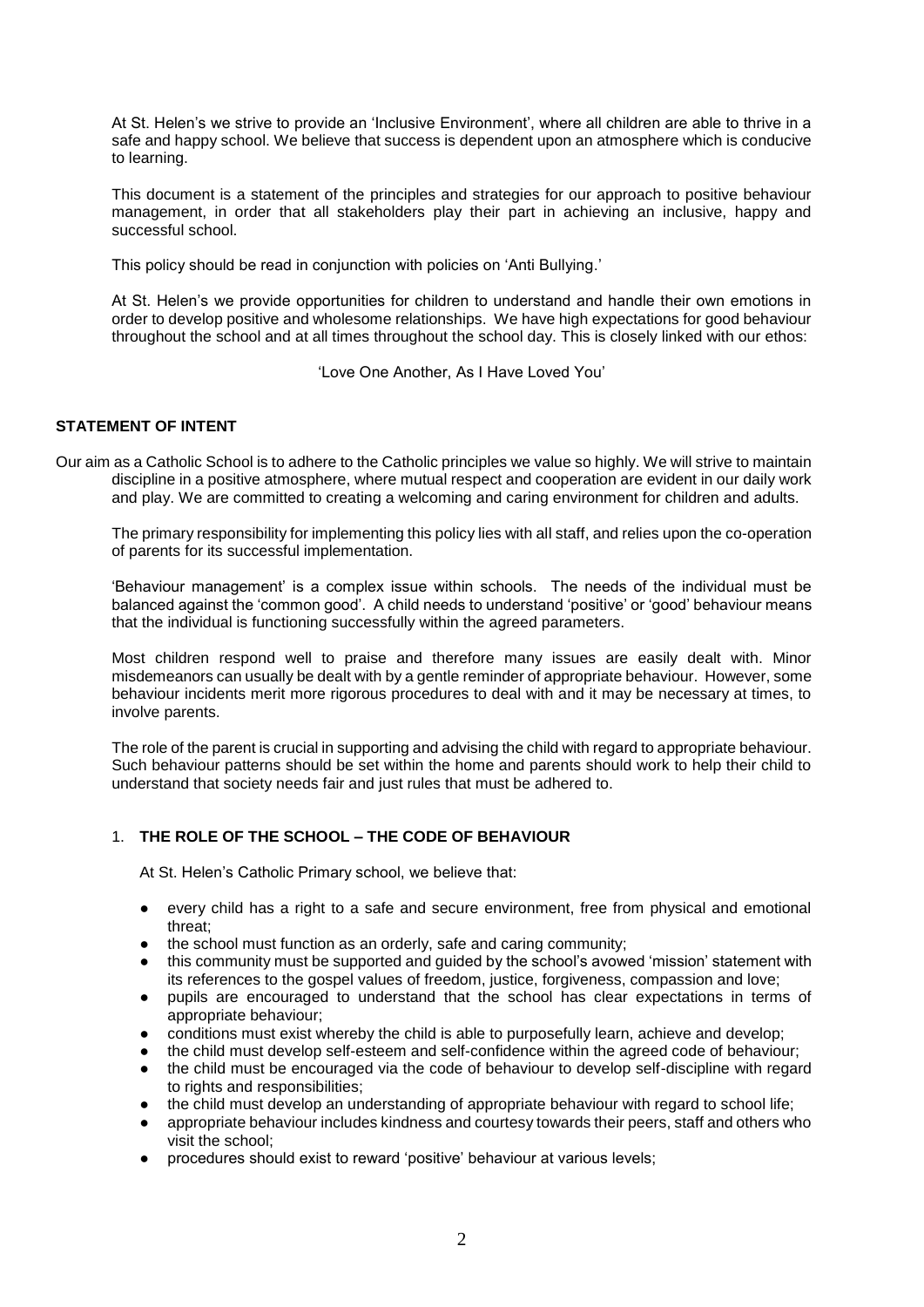At St. Helen's we strive to provide an 'Inclusive Environment', where all children are able to thrive in a safe and happy school. We believe that success is dependent upon an atmosphere which is conducive to learning.

This document is a statement of the principles and strategies for our approach to positive behaviour management, in order that all stakeholders play their part in achieving an inclusive, happy and successful school.

This policy should be read in conjunction with policies on 'Anti Bullying.'

At St. Helen's we provide opportunities for children to understand and handle their own emotions in order to develop positive and wholesome relationships. We have high expectations for good behaviour throughout the school and at all times throughout the school day. This is closely linked with our ethos:

'Love One Another, As I Have Loved You'

## STATEMENT OF INTENT

Our aim as a Catholic School is to adhere to the Catholic principles we value so highly. We will strive to maintain discipline in a positive atmosphere, where mutual respect and cooperation are evident in our daily work and play. We are committed to creating a welcoming and caring environment for children and adults.

The primary responsibility for implementing this policy lies with all staff, and relies upon the co-operation of parents for its successful implementation.

'Behaviour management' is a complex issue within schools. The needs of the individual must be balanced against the 'common good'. A child needs to understand 'positive' or 'good' behaviour means that the individual is functioning successfully within the agreed parameters.

Most children respond well to praise and therefore many issues are easily dealt with. Minor misdemeanors can usually be dealt with by a gentle reminder of appropriate behaviour. However, some behaviour incidents merit more rigorous procedures to deal with and it may be necessary at times, to involve parents.

The role of the parent is crucial in supporting and advising the child with regard to appropriate behaviour. Such behaviour patterns should be set within the home and parents should work to help their child to understand that society needs fair and just rules that must be adhered to.

## 1. THE ROLE OF THE SCHOOL – THE CODE OF BEHAVIOUR

At St. Helen's Catholic Primary school, we believe that:

- every child has a right to a safe and secure environment, free from physical and emotional threat;
- the school must function as an orderly, safe and caring community;
- this community must be supported and guided by the school's avowed 'mission' statement with its references to the gospel values of freedom, justice, forgiveness, compassion and love;
- pupils are encouraged to understand that the school has clear expectations in terms of appropriate behaviour;
- conditions must exist whereby the child is able to purposefully learn, achieve and develop;
- the child must develop self-esteem and self-confidence within the agreed code of behaviour;
- the child must be encouraged via the code of behaviour to develop self-discipline with regard to rights and responsibilities;
- the child must develop an understanding of appropriate behaviour with regard to school life;
- appropriate behaviour includes kindness and courtesy towards their peers, staff and others who visit the school;
- procedures should exist to reward 'positive' behaviour at various levels;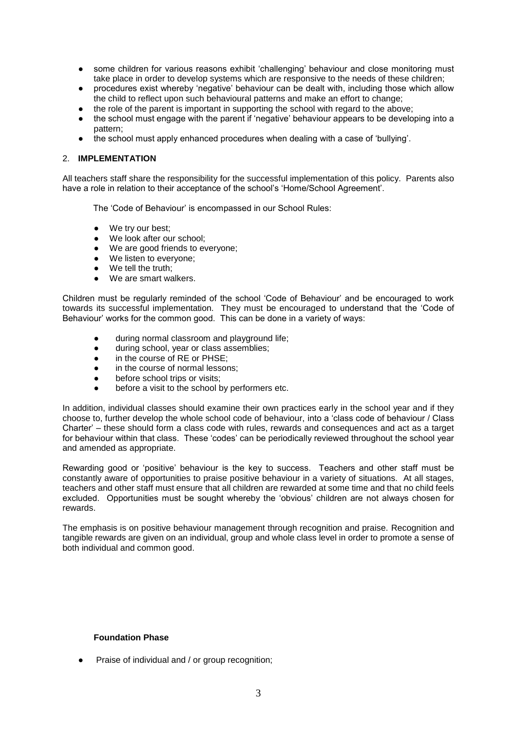- some children for various reasons exhibit 'challenging' behaviour and close monitoring must take place in order to develop systems which are responsive to the needs of these children;
- procedures exist whereby 'negative' behaviour can be dealt with, including those which allow the child to reflect upon such behavioural patterns and make an effort to change;
- the role of the parent is important in supporting the school with regard to the above;
- the school must engage with the parent if 'negative' behaviour appears to be developing into a pattern;
- the school must apply enhanced procedures when dealing with a case of 'bullying'.

## 2. **IMPLEMENTATION**

All teachers staff share the responsibility for the successful implementation of this policy. Parents also have a role in relation to their acceptance of the school's 'Home/School Agreement'.

The 'Code of Behaviour' is encompassed in our School Rules:

- We try our best;
- We look after our school;
- We are good friends to everyone;
- We listen to everyone;
- We tell the truth;
- We are smart walkers.

Children must be regularly reminded of the school 'Code of Behaviour' and be encouraged to work towards its successful implementation. They must be encouraged to understand that the 'Code of Behaviour' works for the common good. This can be done in a variety of ways:

- during normal classroom and playground life;
- during school, year or class assemblies;
- in the course of RE or PHSE;
- in the course of normal lessons;
- before school trips or visits;
- before a visit to the school by performers etc.

In addition, individual classes should examine their own practices early in the school year and if they choose to, further develop the whole school code of behaviour, into a 'class code of behaviour / Class Charter' – these should form a class code with rules, rewards and consequences and act as a target for behaviour within that class. These 'codes' can be periodically reviewed throughout the school year and amended as appropriate.

Rewarding good or 'positive' behaviour is the key to success. Teachers and other staff must be constantly aware of opportunities to praise positive behaviour in a variety of situations. At all stages, teachers and other staff must ensure that all children are rewarded at some time and that no child feels excluded. Opportunities must be sought whereby the 'obvious' children are not always chosen for rewards.

The emphasis is on positive behaviour management through recognition and praise. Recognition and tangible rewards are given on an individual, group and whole class level in order to promote a sense of both individual and common good.

**Foundation Phase**

- Praise of individual and / or group recognition;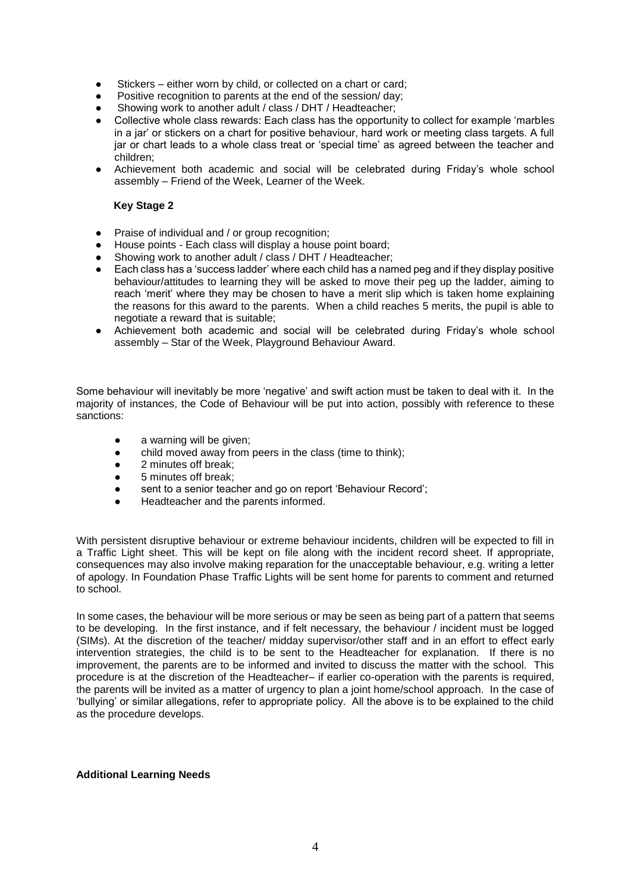- Stickers – either worn by child, or collected on a chart or card;
- Positive recognition to parents at the end of the session/ day;
- Showing work to another adult / class / DHT / Headteacher;
- Collective whole class rewards: Each class has the opportunity to collect for example 'marbles in a jar' or stickers on a chart for positive behaviour, hard work or meeting class targets. A full jar or chart leads to a whole class treat or 'special time' as agreed between the teacher and children;
- Achievement both academic and social will be celebrated during Friday's whole school assembly – Friend of the Week, Learner of the Week.

**Key Stage 2**

- Praise of individual and / or group recognition;
- House points - Each class will display a house point board;
- Showing work to another adult / class / DHT / Headteacher;
- Each class has a 'success ladder' where each child has a named peg and if they display positive behaviour/attitudes to learning they will be asked to move their peg up the ladder, aiming to reach 'merit' where they may be chosen to have a merit slip which is taken home explaining the reasons for this award to the parents. When a child reaches 5 merits, the pupil is able to negotiate a reward that is suitable;
- Achievement both academic and social will be celebrated during Friday's whole school assembly – Star of the Week, Playground Behaviour Award.

Some behaviour will inevitably be more 'negative' and swift action must be taken to deal with it. In the majority of instances, the Code of Behaviour will be put into action, possibly with reference to these sanctions:

- a warning will be given;
- child moved away from peers in the class (time to think);
- 2 minutes off break;
- 5 minutes off break;
- sent to a senior teacher and go on report 'Behaviour Record';
- Headteacher and the parents informed.

With persistent disruptive behaviour or extreme behaviour incidents, children will be expected to fill in a Traffic Light sheet. This will be kept on file along with the incident record sheet. If appropriate, consequences may also involve making reparation for the unacceptable behaviour, e.g. writing a letter of apology. In Foundation Phase Traffic Lights will be sent home for parents to comment and returned to school.

In some cases, the behaviour will be more serious or may be seen as being part of a pattern that seems to be developing. In the first instance, and if felt necessary, the behaviour / incident must be logged (SIMs). At the discretion of the teacher/ midday supervisor/other staff and in an effort to effect early intervention strategies, the child is to be sent to the Headteacher for explanation. If there is no improvement, the parents are to be informed and invited to discuss the matter with the school. This procedure is at the discretion of the Headteacher– if earlier co-operation with the parents is required, the parents will be invited as a matter of urgency to plan a joint home/school approach. In the case of 'bullying' or similar allegations, refer to appropriate policy. All the above is to be explained to the child as the procedure develops.

**Additional Learning Needs**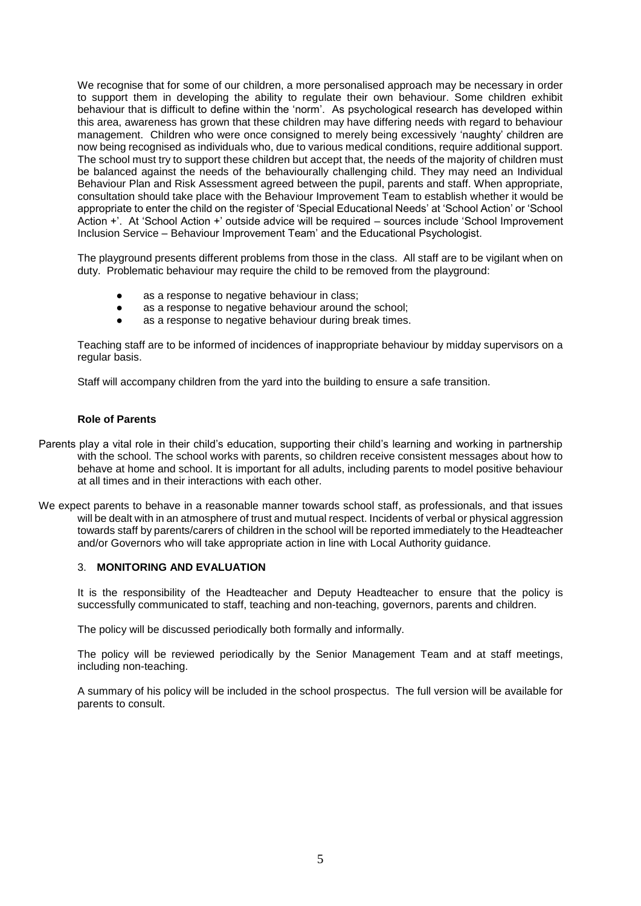We recognise that for some of our children, a more personalised approach may be necessary in order to support them in developing the ability to regulate their own behaviour. Some children exhibit behaviour that is difficult to define within the 'norm'. As psychological research has developed within this area, awareness has grown that these children may have differing needs with regard to behaviour management. Children who were once consigned to merely being excessively 'naughty' children are now being recognised as individuals who, due to various medical conditions, require additional support. The school must try to support these children but accept that, the needs of the majority of children must be balanced against the needs of the behaviourally challenging child. They may need an Individual Behaviour Plan and Risk Assessment agreed between the pupil, parents and staff. When appropriate, consultation should take place with the Behaviour Improvement Team to establish whether it would be appropriate to enter the child on the register of 'Special Educational Needs' at 'School Action' or 'School Action +'. At 'School Action +' outside advice will be required – sources include 'School Improvement Inclusion Service – Behaviour Improvement Team' and the Educational Psychologist.

The playground presents different problems from those in the class. All staff are to be vigilant when on duty. Problematic behaviour may require the child to be removed from the playground:

- as a response to negative behaviour in class;
- as a response to negative behaviour around the school;
- as a response to negative behaviour during break times.

Teaching staff are to be informed of incidences of inappropriate behaviour by midday supervisors on a regular basis.

Staff will accompany children from the yard into the building to ensure a safe transition.

**Role of Parents**

Parents play a vital role in their child's education, supporting their child's learning and working in partnership with the school. The school works with parents, so children receive consistent messages about how to behave at home and school. It is important for all adults, including parents to model positive behaviour at all times and in their interactions with each other.

We expect parents to behave in a reasonable manner towards school staff, as professionals, and that issues will be dealt with in an atmosphere of trust and mutual respect. Incidents of verbal or physical aggression towards staff by parents/carers of children in the school will be reported immediately to the Headteacher and/or Governors who will take appropriate action in line with Local Authority guidance.

## 3. MONITORING AND EVALUATION

It is the responsibility of the Headteacher and Deputy Headteacher to ensure that the policy is successfully communicated to staff, teaching and non-teaching, governors, parents and children.

The policy will be discussed periodically both formally and informally.

The policy will be reviewed periodically by the Senior Management Team and at staff meetings, including non-teaching.

A summary of his policy will be included in the school prospectus. The full version will be available for parents to consult.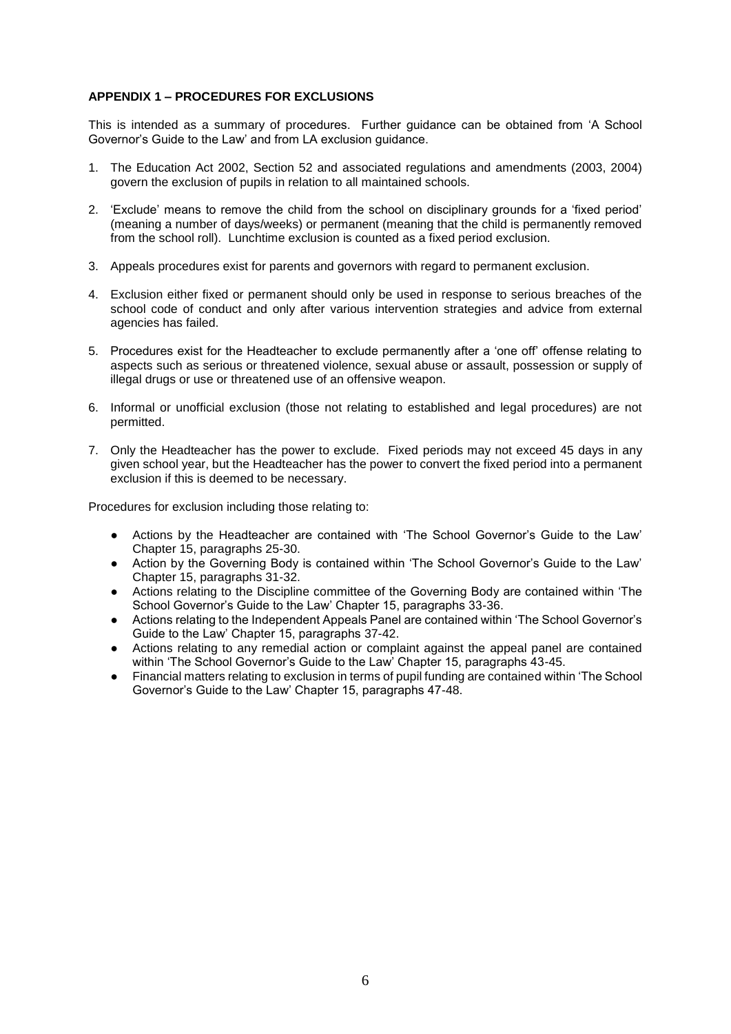**APPENDIX 1 – PROCEDURES FOR EXCLUSIONS**

This is intended as a summary of procedures. Further guidance can be obtained from 'A School Governor's Guide to the Law' and from LA exclusion guidance.

1. The Education Act 2002, Section 52 and associated regulations and amendments (2003, 2004) govern the exclusion of pupils in relation to all maintained schools.
2. 'Exclude' means to remove the child from the school on disciplinary grounds for a 'fixed period' (meaning a number of days/weeks) or permanent (meaning that the child is permanently removed from the school roll). Lunchtime exclusion is counted as a fixed period exclusion.
3. Appeals procedures exist for parents and governors with regard to permanent exclusion.
4. Exclusion either fixed or permanent should only be used in response to serious breaches of the school code of conduct and only after various intervention strategies and advice from external agencies has failed.
5. Procedures exist for the Headteacher to exclude permanently after a 'one off' offense relating to aspects such as serious or threatened violence, sexual abuse or assault, possession or supply of illegal drugs or use or threatened use of an offensive weapon.
6. Informal or unofficial exclusion (those not relating to established and legal procedures) are not permitted.
7. Only the Headteacher has the power to exclude. Fixed periods may not exceed 45 days in any given school year, but the Headteacher has the power to convert the fixed period into a permanent exclusion if this is deemed to be necessary.

Procedures for exclusion including those relating to:

- Actions by the Headteacher are contained with 'The School Governor's Guide to the Law' Chapter 15, paragraphs 25-30.
- Action by the Governing Body is contained within 'The School Governor's Guide to the Law' Chapter 15, paragraphs 31-32.
- Actions relating to the Discipline committee of the Governing Body are contained within 'The School Governor's Guide to the Law' Chapter 15, paragraphs 33-36.
- Actions relating to the Independent Appeals Panel are contained within 'The School Governor's Guide to the Law' Chapter 15, paragraphs 37-42.
- Actions relating to any remedial action or complaint against the appeal panel are contained within 'The School Governor's Guide to the Law' Chapter 15, paragraphs 43-45.
- Financial matters relating to exclusion in terms of pupil funding are contained within 'The School Governor's Guide to the Law' Chapter 15, paragraphs 47-48.